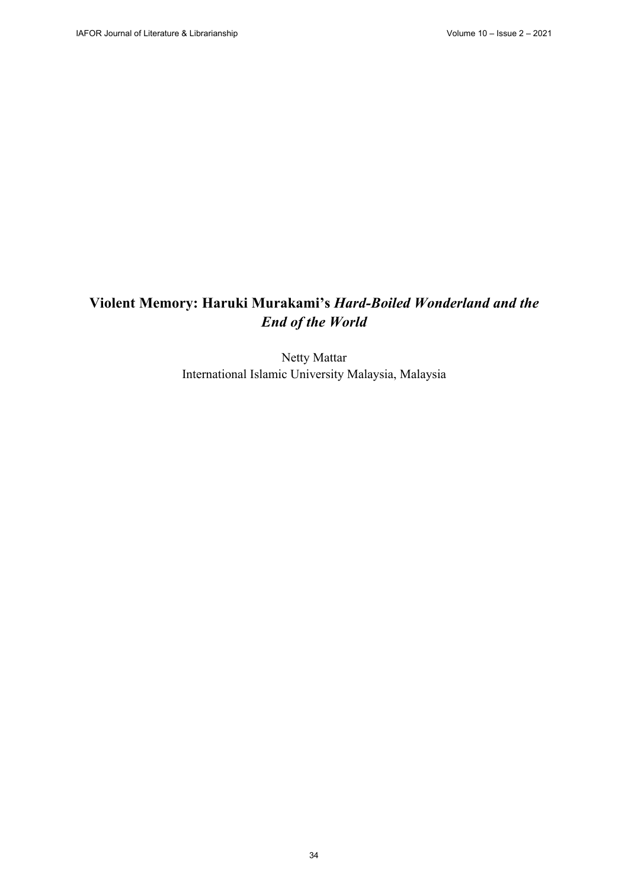# Violent Memory: Haruki Murakami's *Hard-Boiled Wonderland and the End of the World*

Netty Mattar
International Islamic University Malaysia, Malaysia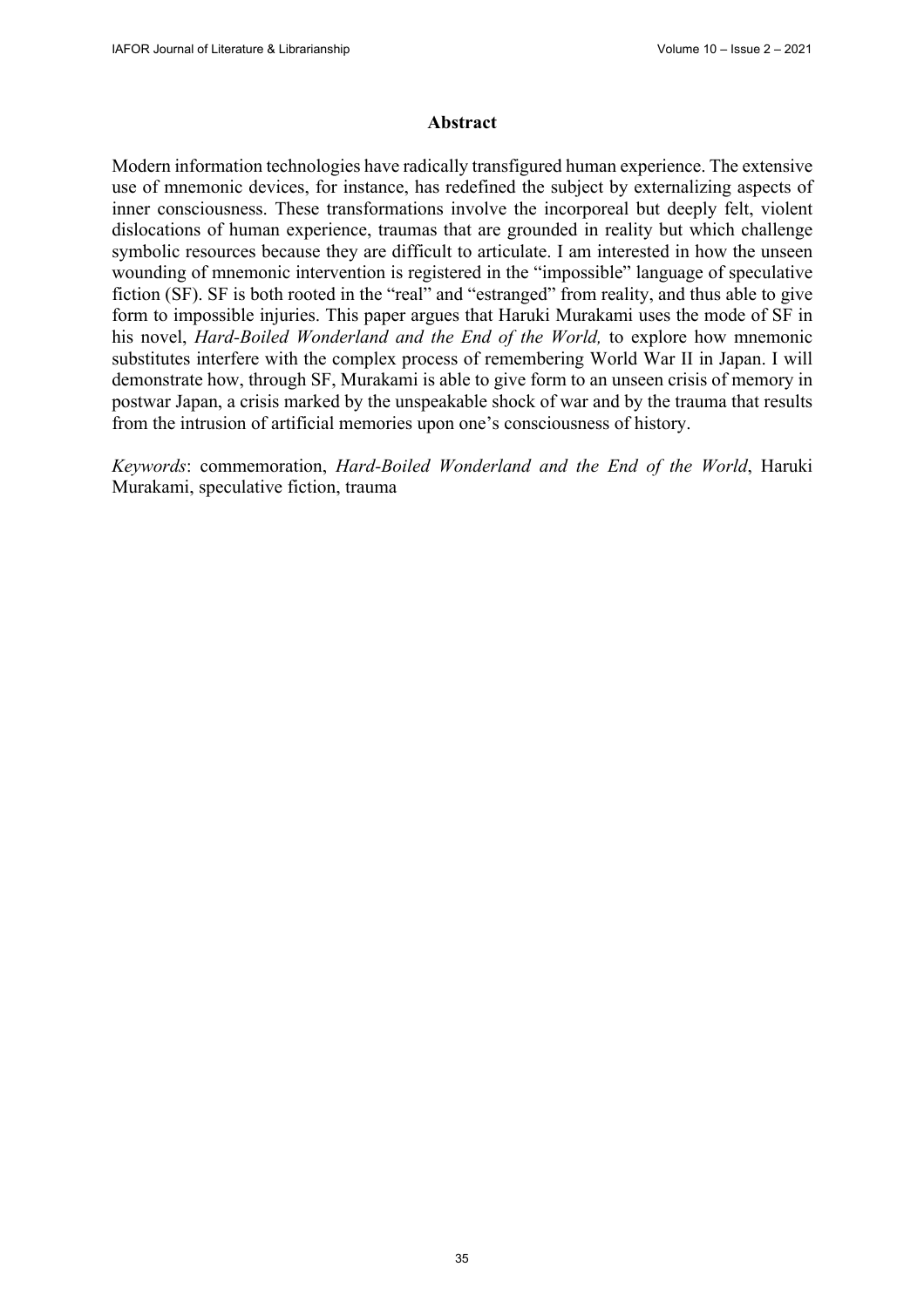## Abstract

Modern information technologies have radically transfigured human experience. The extensive use of mnemonic devices, for instance, has redefined the subject by externalizing aspects of inner consciousness. These transformations involve the incorporeal but deeply felt, violent dislocations of human experience, traumas that are grounded in reality but which challenge symbolic resources because they are difficult to articulate. I am interested in how the unseen wounding of mnemonic intervention is registered in the "impossible" language of speculative fiction (SF). SF is both rooted in the "real" and "estranged" from reality, and thus able to give form to impossible injuries. This paper argues that Haruki Murakami uses the mode of SF in his novel, *Hard-Boiled Wonderland and the End of the World,* to explore how mnemonic substitutes interfere with the complex process of remembering World War II in Japan. I will demonstrate how, through SF, Murakami is able to give form to an unseen crisis of memory in postwar Japan, a crisis marked by the unspeakable shock of war and by the trauma that results from the intrusion of artificial memories upon one's consciousness of history.

*Keywords*: commemoration, *Hard-Boiled Wonderland and the End of the World*, Haruki Murakami, speculative fiction, trauma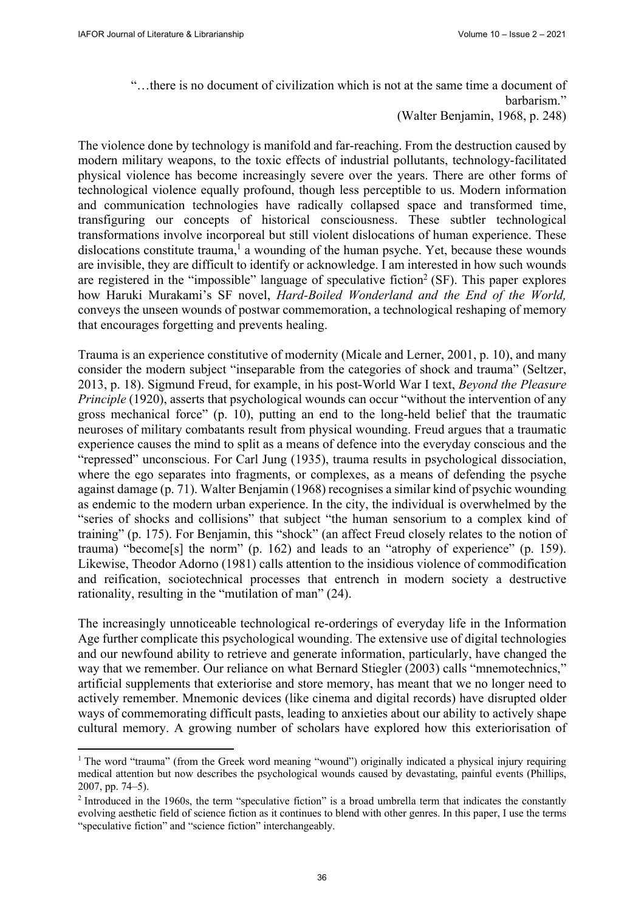> "…there is no document of civilization which is not at the same time a document of barbarism."
> (Walter Benjamin, 1968, p. 248)

The violence done by technology is manifold and far-reaching. From the destruction caused by modern military weapons, to the toxic effects of industrial pollutants, technology-facilitated physical violence has become increasingly severe over the years. There are other forms of technological violence equally profound, though less perceptible to us. Modern information and communication technologies have radically collapsed space and transformed time, transfiguring our concepts of historical consciousness. These subtler technological transformations involve incorporeal but still violent dislocations of human experience. These dislocations constitute trauma,[1] a wounding of the human psyche. Yet, because these wounds are invisible, they are difficult to identify or acknowledge. I am interested in how such wounds are registered in the "impossible" language of speculative fiction[2] (SF). This paper explores how Haruki Murakami's SF novel, *Hard-Boiled Wonderland and the End of the World,* conveys the unseen wounds of postwar commemoration, a technological reshaping of memory that encourages forgetting and prevents healing.

Trauma is an experience constitutive of modernity (Micale and Lerner, 2001, p. 10), and many consider the modern subject "inseparable from the categories of shock and trauma" (Seltzer, 2013, p. 18). Sigmund Freud, for example, in his post-World War I text, *Beyond the Pleasure Principle* (1920), asserts that psychological wounds can occur "without the intervention of any gross mechanical force" (p. 10), putting an end to the long-held belief that the traumatic neuroses of military combatants result from physical wounding. Freud argues that a traumatic experience causes the mind to split as a means of defence into the everyday conscious and the "repressed" unconscious. For Carl Jung (1935), trauma results in psychological dissociation, where the ego separates into fragments, or complexes, as a means of defending the psyche against damage (p. 71). Walter Benjamin (1968) recognises a similar kind of psychic wounding as endemic to the modern urban experience. In the city, the individual is overwhelmed by the "series of shocks and collisions" that subject "the human sensorium to a complex kind of training" (p. 175). For Benjamin, this "shock" (an affect Freud closely relates to the notion of trauma) "become[s] the norm" (p. 162) and leads to an "atrophy of experience" (p. 159). Likewise, Theodor Adorno (1981) calls attention to the insidious violence of commodification and reification, sociotechnical processes that entrench in modern society a destructive rationality, resulting in the "mutilation of man" (24).

The increasingly unnoticeable technological re-orderings of everyday life in the Information Age further complicate this psychological wounding. The extensive use of digital technologies and our newfound ability to retrieve and generate information, particularly, have changed the way that we remember. Our reliance on what Bernard Stiegler (2003) calls "mnemotechnics," artificial supplements that exteriorise and store memory, has meant that we no longer need to actively remember. Mnemonic devices (like cinema and digital records) have disrupted older ways of commemorating difficult pasts, leading to anxieties about our ability to actively shape cultural memory. A growing number of scholars have explored how this exteriorisation of

---

[1] The word "trauma" (from the Greek word meaning "wound") originally indicated a physical injury requiring medical attention but now describes the psychological wounds caused by devastating, painful events (Phillips, 2007, pp. 74–5).

[2] Introduced in the 1960s, the term "speculative fiction" is a broad umbrella term that indicates the constantly evolving aesthetic field of science fiction as it continues to blend with other genres. In this paper, I use the terms "speculative fiction" and "science fiction" interchangeably.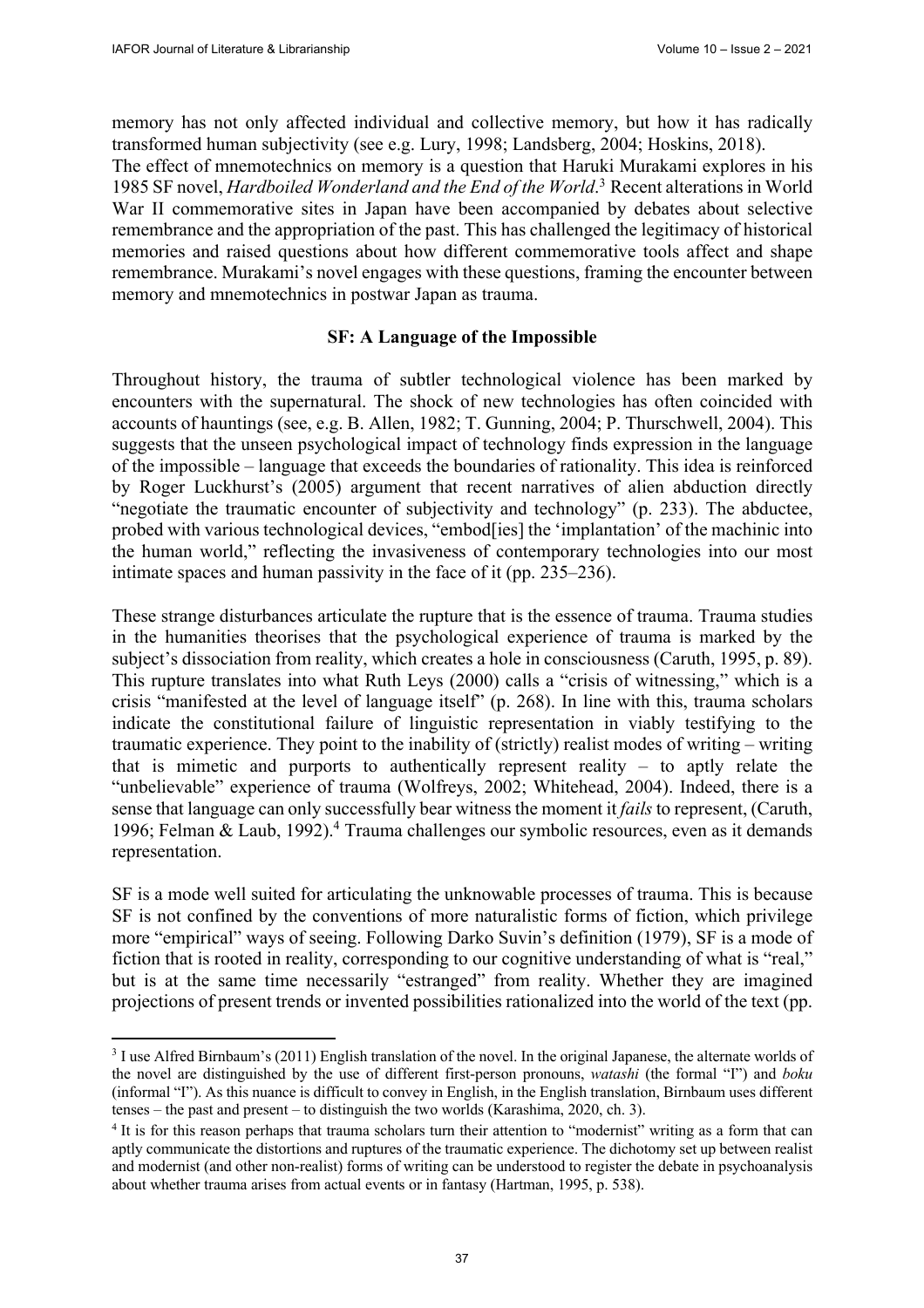memory has not only affected individual and collective memory, but how it has radically transformed human subjectivity (see e.g. Lury, 1998; Landsberg, 2004; Hoskins, 2018).

The effect of mnemotechnics on memory is a question that Haruki Murakami explores in his 1985 SF novel, *Hardboiled Wonderland and the End of the World*.[3] Recent alterations in World War II commemorative sites in Japan have been accompanied by debates about selective remembrance and the appropriation of the past. This has challenged the legitimacy of historical memories and raised questions about how different commemorative tools affect and shape remembrance. Murakami's novel engages with these questions, framing the encounter between memory and mnemotechnics in postwar Japan as trauma.

## SF: A Language of the Impossible

Throughout history, the trauma of subtler technological violence has been marked by encounters with the supernatural. The shock of new technologies has often coincided with accounts of hauntings (see, e.g. B. Allen, 1982; T. Gunning, 2004; P. Thurschwell, 2004). This suggests that the unseen psychological impact of technology finds expression in the language of the impossible – language that exceeds the boundaries of rationality. This idea is reinforced by Roger Luckhurst's (2005) argument that recent narratives of alien abduction directly "negotiate the traumatic encounter of subjectivity and technology" (p. 233). The abductee, probed with various technological devices, "embod[ies] the 'implantation' of the machinic into the human world," reflecting the invasiveness of contemporary technologies into our most intimate spaces and human passivity in the face of it (pp. 235–236).

These strange disturbances articulate the rupture that is the essence of trauma. Trauma studies in the humanities theorises that the psychological experience of trauma is marked by the subject's dissociation from reality, which creates a hole in consciousness (Caruth, 1995, p. 89). This rupture translates into what Ruth Leys (2000) calls a "crisis of witnessing," which is a crisis "manifested at the level of language itself" (p. 268). In line with this, trauma scholars indicate the constitutional failure of linguistic representation in viably testifying to the traumatic experience. They point to the inability of (strictly) realist modes of writing – writing that is mimetic and purports to authentically represent reality – to aptly relate the "unbelievable" experience of trauma (Wolfreys, 2002; Whitehead, 2004). Indeed, there is a sense that language can only successfully bear witness the moment it *fails* to represent, (Caruth, 1996; Felman & Laub, 1992).[4] Trauma challenges our symbolic resources, even as it demands representation.

SF is a mode well suited for articulating the unknowable processes of trauma. This is because SF is not confined by the conventions of more naturalistic forms of fiction, which privilege more "empirical" ways of seeing. Following Darko Suvin's definition (1979), SF is a mode of fiction that is rooted in reality, corresponding to our cognitive understanding of what is "real," but is at the same time necessarily "estranged" from reality. Whether they are imagined projections of present trends or invented possibilities rationalized into the world of the text (pp.

---

[3] I use Alfred Birnbaum's (2011) English translation of the novel. In the original Japanese, the alternate worlds of the novel are distinguished by the use of different first-person pronouns, *watashi* (the formal "I") and *boku* (informal "I"). As this nuance is difficult to convey in English, in the English translation, Birnbaum uses different tenses – the past and present – to distinguish the two worlds (Karashima, 2020, ch. 3).

[4] It is for this reason perhaps that trauma scholars turn their attention to "modernist" writing as a form that can aptly communicate the distortions and ruptures of the traumatic experience. The dichotomy set up between realist and modernist (and other non-realist) forms of writing can be understood to register the debate in psychoanalysis about whether trauma arises from actual events or in fantasy (Hartman, 1995, p. 538).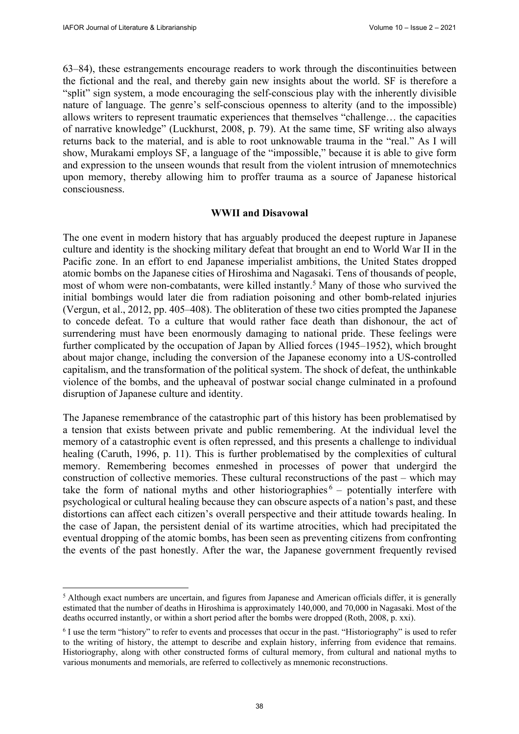63–84), these estrangements encourage readers to work through the discontinuities between the fictional and the real, and thereby gain new insights about the world. SF is therefore a "split" sign system, a mode encouraging the self-conscious play with the inherently divisible nature of language. The genre's self-conscious openness to alterity (and to the impossible) allows writers to represent traumatic experiences that themselves "challenge… the capacities of narrative knowledge" (Luckhurst, 2008, p. 79). At the same time, SF writing also always returns back to the material, and is able to root unknowable trauma in the "real." As I will show, Murakami employs SF, a language of the "impossible," because it is able to give form and expression to the unseen wounds that result from the violent intrusion of mnemotechnics upon memory, thereby allowing him to proffer trauma as a source of Japanese historical consciousness.

## WWII and Disavowal

The one event in modern history that has arguably produced the deepest rupture in Japanese culture and identity is the shocking military defeat that brought an end to World War II in the Pacific zone. In an effort to end Japanese imperialist ambitions, the United States dropped atomic bombs on the Japanese cities of Hiroshima and Nagasaki. Tens of thousands of people, most of whom were non-combatants, were killed instantly.[5] Many of those who survived the initial bombings would later die from radiation poisoning and other bomb-related injuries (Vergun, et al., 2012, pp. 405–408). The obliteration of these two cities prompted the Japanese to concede defeat. To a culture that would rather face death than dishonour, the act of surrendering must have been enormously damaging to national pride. These feelings were further complicated by the occupation of Japan by Allied forces (1945–1952), which brought about major change, including the conversion of the Japanese economy into a US-controlled capitalism, and the transformation of the political system. The shock of defeat, the unthinkable violence of the bombs, and the upheaval of postwar social change culminated in a profound disruption of Japanese culture and identity.

The Japanese remembrance of the catastrophic part of this history has been problematised by a tension that exists between private and public remembering. At the individual level the memory of a catastrophic event is often repressed, and this presents a challenge to individual healing (Caruth, 1996, p. 11). This is further problematised by the complexities of cultural memory. Remembering becomes enmeshed in processes of power that undergird the construction of collective memories. These cultural reconstructions of the past – which may take the form of national myths and other historiographies[6] – potentially interfere with psychological or cultural healing because they can obscure aspects of a nation's past, and these distortions can affect each citizen's overall perspective and their attitude towards healing. In the case of Japan, the persistent denial of its wartime atrocities, which had precipitated the eventual dropping of the atomic bombs, has been seen as preventing citizens from confronting the events of the past honestly. After the war, the Japanese government frequently revised

---

[5] Although exact numbers are uncertain, and figures from Japanese and American officials differ, it is generally estimated that the number of deaths in Hiroshima is approximately 140,000, and 70,000 in Nagasaki. Most of the deaths occurred instantly, or within a short period after the bombs were dropped (Roth, 2008, p. xxi).

[6] I use the term "history" to refer to events and processes that occur in the past. "Historiography" is used to refer to the writing of history, the attempt to describe and explain history, inferring from evidence that remains. Historiography, along with other constructed forms of cultural memory, from cultural and national myths to various monuments and memorials, are referred to collectively as mnemonic reconstructions.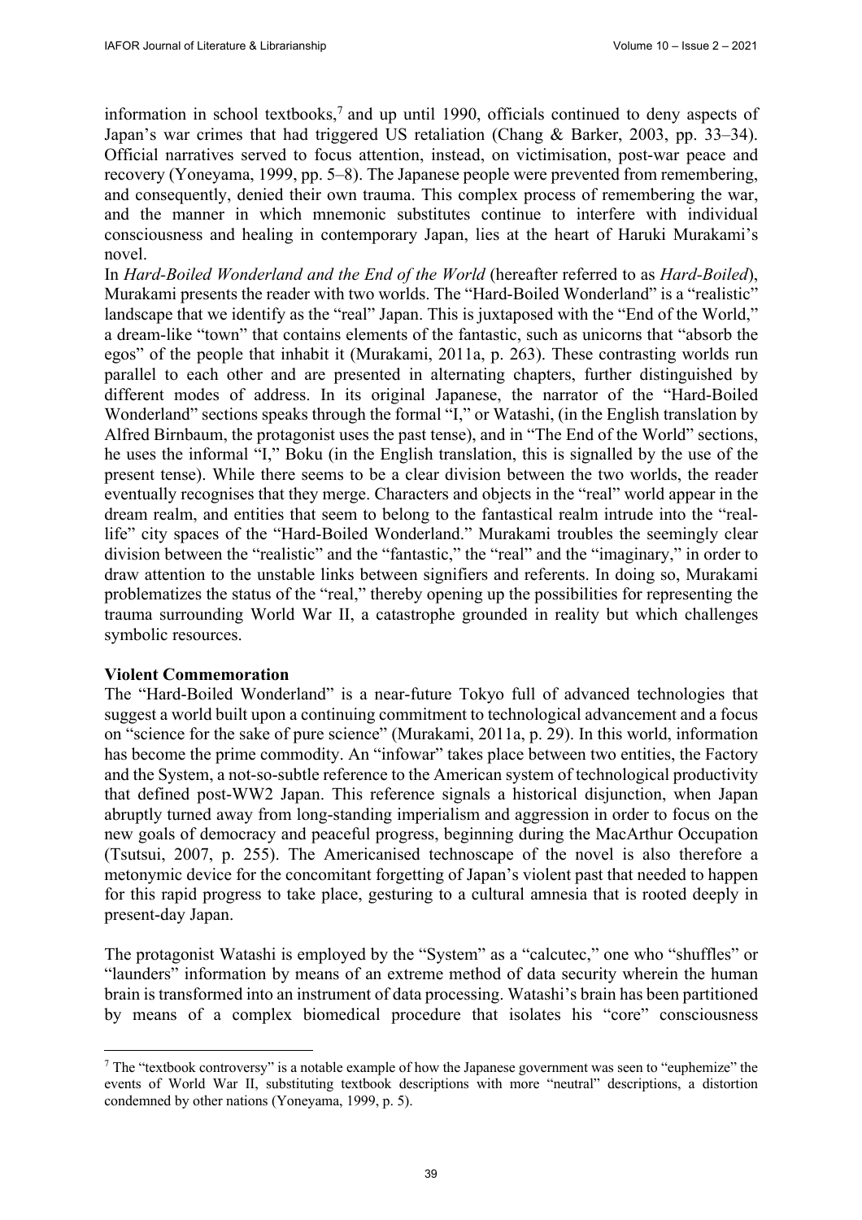information in school textbooks,[7] and up until 1990, officials continued to deny aspects of Japan's war crimes that had triggered US retaliation (Chang & Barker, 2003, pp. 33–34). Official narratives served to focus attention, instead, on victimisation, post-war peace and recovery (Yoneyama, 1999, pp. 5–8). The Japanese people were prevented from remembering, and consequently, denied their own trauma. This complex process of remembering the war, and the manner in which mnemonic substitutes continue to interfere with individual consciousness and healing in contemporary Japan, lies at the heart of Haruki Murakami's novel.

In *Hard-Boiled Wonderland and the End of the World* (hereafter referred to as *Hard-Boiled*), Murakami presents the reader with two worlds. The "Hard-Boiled Wonderland" is a "realistic" landscape that we identify as the "real" Japan. This is juxtaposed with the "End of the World," a dream-like "town" that contains elements of the fantastic, such as unicorns that "absorb the egos" of the people that inhabit it (Murakami, 2011a, p. 263). These contrasting worlds run parallel to each other and are presented in alternating chapters, further distinguished by different modes of address. In its original Japanese, the narrator of the "Hard-Boiled Wonderland" sections speaks through the formal "I," or Watashi, (in the English translation by Alfred Birnbaum, the protagonist uses the past tense), and in "The End of the World" sections, he uses the informal "I," Boku (in the English translation, this is signalled by the use of the present tense). While there seems to be a clear division between the two worlds, the reader eventually recognises that they merge. Characters and objects in the "real" world appear in the dream realm, and entities that seem to belong to the fantastical realm intrude into the "real-life" city spaces of the "Hard-Boiled Wonderland." Murakami troubles the seemingly clear division between the "realistic" and the "fantastic," the "real" and the "imaginary," in order to draw attention to the unstable links between signifiers and referents. In doing so, Murakami problematizes the status of the "real," thereby opening up the possibilities for representing the trauma surrounding World War II, a catastrophe grounded in reality but which challenges symbolic resources.

**Violent Commemoration**

The "Hard-Boiled Wonderland" is a near-future Tokyo full of advanced technologies that suggest a world built upon a continuing commitment to technological advancement and a focus on "science for the sake of pure science" (Murakami, 2011a, p. 29). In this world, information has become the prime commodity. An "infowar" takes place between two entities, the Factory and the System, a not-so-subtle reference to the American system of technological productivity that defined post-WW2 Japan. This reference signals a historical disjunction, when Japan abruptly turned away from long-standing imperialism and aggression in order to focus on the new goals of democracy and peaceful progress, beginning during the MacArthur Occupation (Tsutsui, 2007, p. 255). The Americanised technoscape of the novel is also therefore a metonymic device for the concomitant forgetting of Japan's violent past that needed to happen for this rapid progress to take place, gesturing to a cultural amnesia that is rooted deeply in present-day Japan.

The protagonist Watashi is employed by the "System" as a "calcutec," one who "shuffles" or "launders" information by means of an extreme method of data security wherein the human brain is transformed into an instrument of data processing. Watashi's brain has been partitioned by means of a complex biomedical procedure that isolates his "core" consciousness

---

[7] The "textbook controversy" is a notable example of how the Japanese government was seen to "euphemize" the events of World War II, substituting textbook descriptions with more "neutral" descriptions, a distortion condemned by other nations (Yoneyama, 1999, p. 5).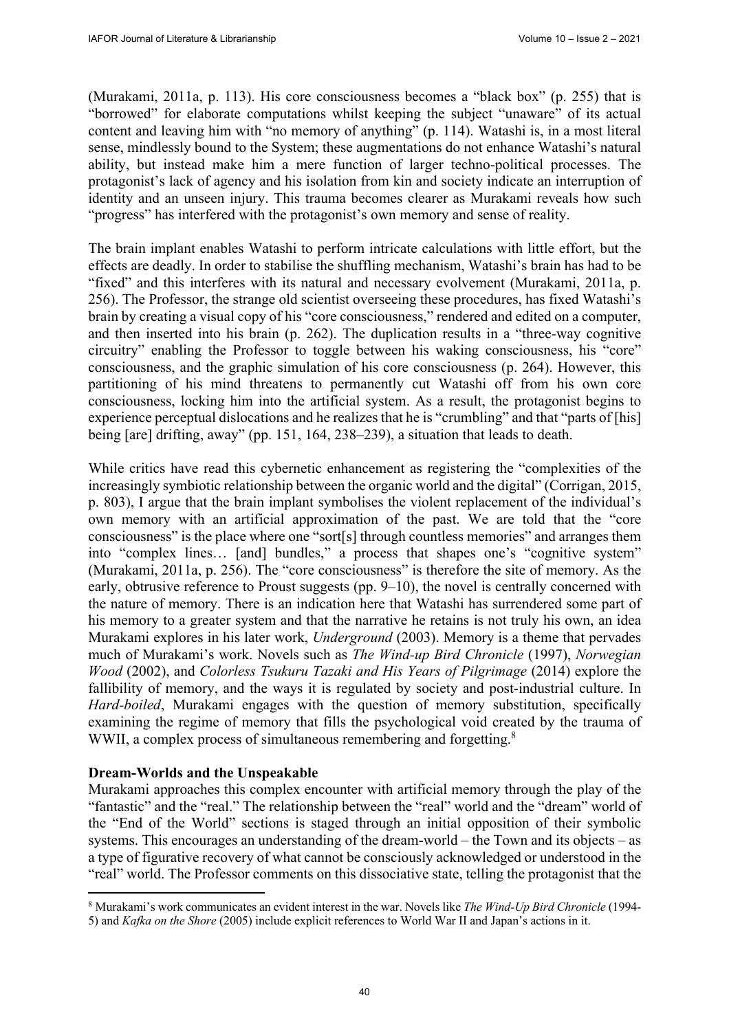(Murakami, 2011a, p. 113). His core consciousness becomes a "black box" (p. 255) that is "borrowed" for elaborate computations whilst keeping the subject "unaware" of its actual content and leaving him with "no memory of anything" (p. 114). Watashi is, in a most literal sense, mindlessly bound to the System; these augmentations do not enhance Watashi's natural ability, but instead make him a mere function of larger techno-political processes. The protagonist's lack of agency and his isolation from kin and society indicate an interruption of identity and an unseen injury. This trauma becomes clearer as Murakami reveals how such "progress" has interfered with the protagonist's own memory and sense of reality.

The brain implant enables Watashi to perform intricate calculations with little effort, but the effects are deadly. In order to stabilise the shuffling mechanism, Watashi's brain has had to be "fixed" and this interferes with its natural and necessary evolvement (Murakami, 2011a, p. 256). The Professor, the strange old scientist overseeing these procedures, has fixed Watashi's brain by creating a visual copy of his "core consciousness," rendered and edited on a computer, and then inserted into his brain (p. 262). The duplication results in a "three-way cognitive circuitry" enabling the Professor to toggle between his waking consciousness, his "core" consciousness, and the graphic simulation of his core consciousness (p. 264). However, this partitioning of his mind threatens to permanently cut Watashi off from his own core consciousness, locking him into the artificial system. As a result, the protagonist begins to experience perceptual dislocations and he realizes that he is "crumbling" and that "parts of [his] being [are] drifting, away" (pp. 151, 164, 238–239), a situation that leads to death.

While critics have read this cybernetic enhancement as registering the "complexities of the increasingly symbiotic relationship between the organic world and the digital" (Corrigan, 2015, p. 803), I argue that the brain implant symbolises the violent replacement of the individual's own memory with an artificial approximation of the past. We are told that the "core consciousness" is the place where one "sort[s] through countless memories" and arranges them into "complex lines… [and] bundles," a process that shapes one's "cognitive system" (Murakami, 2011a, p. 256). The "core consciousness" is therefore the site of memory. As the early, obtrusive reference to Proust suggests (pp. 9–10), the novel is centrally concerned with the nature of memory. There is an indication here that Watashi has surrendered some part of his memory to a greater system and that the narrative he retains is not truly his own, an idea Murakami explores in his later work, *Underground* (2003). Memory is a theme that pervades much of Murakami's work. Novels such as *The Wind-up Bird Chronicle* (1997), *Norwegian Wood* (2002), and *Colorless Tsukuru Tazaki and His Years of Pilgrimage* (2014) explore the fallibility of memory, and the ways it is regulated by society and post-industrial culture. In *Hard-boiled*, Murakami engages with the question of memory substitution, specifically examining the regime of memory that fills the psychological void created by the trauma of WWII, a complex process of simultaneous remembering and forgetting.[8]

**Dream-Worlds and the Unspeakable**

Murakami approaches this complex encounter with artificial memory through the play of the "fantastic" and the "real." The relationship between the "real" world and the "dream" world of the "End of the World" sections is staged through an initial opposition of their symbolic systems. This encourages an understanding of the dream-world – the Town and its objects – as a type of figurative recovery of what cannot be consciously acknowledged or understood in the "real" world. The Professor comments on this dissociative state, telling the protagonist that the

[8] Murakami's work communicates an evident interest in the war. Novels like *The Wind-Up Bird Chronicle* (1994-5) and *Kafka on the Shore* (2005) include explicit references to World War II and Japan's actions in it.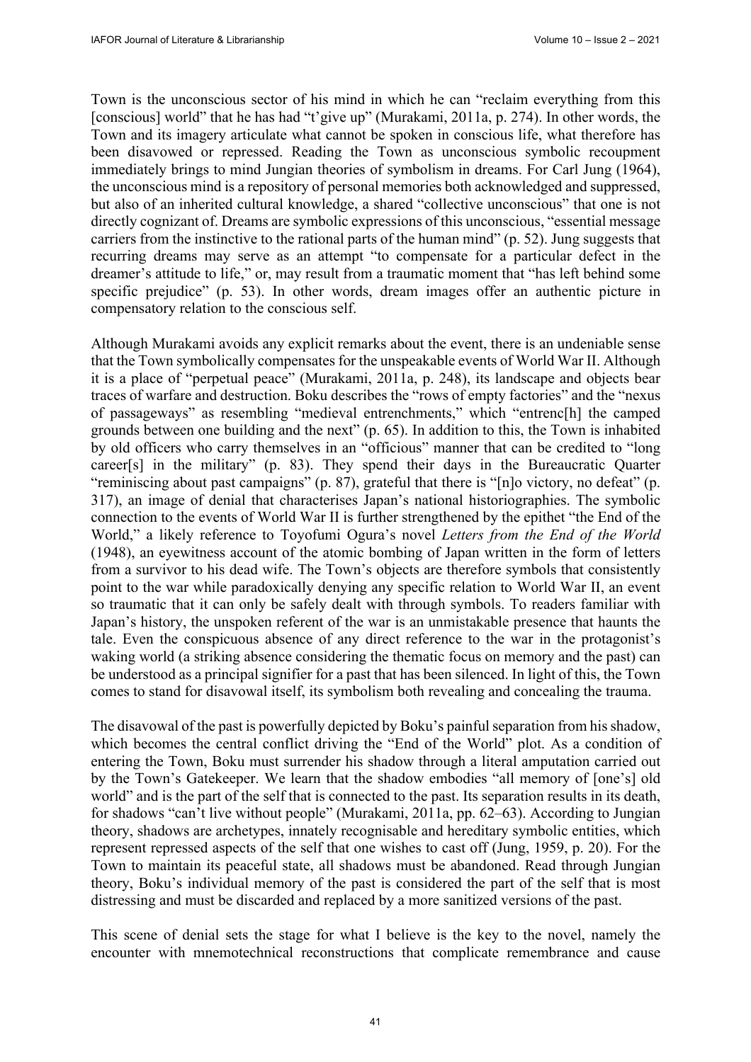Town is the unconscious sector of his mind in which he can "reclaim everything from this [conscious] world" that he has had "t'give up" (Murakami, 2011a, p. 274). In other words, the Town and its imagery articulate what cannot be spoken in conscious life, what therefore has been disavowed or repressed. Reading the Town as unconscious symbolic recoupment immediately brings to mind Jungian theories of symbolism in dreams. For Carl Jung (1964), the unconscious mind is a repository of personal memories both acknowledged and suppressed, but also of an inherited cultural knowledge, a shared "collective unconscious" that one is not directly cognizant of. Dreams are symbolic expressions of this unconscious, "essential message carriers from the instinctive to the rational parts of the human mind" (p. 52). Jung suggests that recurring dreams may serve as an attempt "to compensate for a particular defect in the dreamer's attitude to life," or, may result from a traumatic moment that "has left behind some specific prejudice" (p. 53). In other words, dream images offer an authentic picture in compensatory relation to the conscious self.

Although Murakami avoids any explicit remarks about the event, there is an undeniable sense that the Town symbolically compensates for the unspeakable events of World War II. Although it is a place of "perpetual peace" (Murakami, 2011a, p. 248), its landscape and objects bear traces of warfare and destruction. Boku describes the "rows of empty factories" and the "nexus of passageways" as resembling "medieval entrenchments," which "entrenc[h] the camped grounds between one building and the next" (p. 65). In addition to this, the Town is inhabited by old officers who carry themselves in an "officious" manner that can be credited to "long career[s] in the military" (p. 83). They spend their days in the Bureaucratic Quarter "reminiscing about past campaigns" (p. 87), grateful that there is "[n]o victory, no defeat" (p. 317), an image of denial that characterises Japan's national historiographies. The symbolic connection to the events of World War II is further strengthened by the epithet "the End of the World," a likely reference to Toyofumi Ogura's novel *Letters from the End of the World* (1948), an eyewitness account of the atomic bombing of Japan written in the form of letters from a survivor to his dead wife. The Town's objects are therefore symbols that consistently point to the war while paradoxically denying any specific relation to World War II, an event so traumatic that it can only be safely dealt with through symbols. To readers familiar with Japan's history, the unspoken referent of the war is an unmistakable presence that haunts the tale. Even the conspicuous absence of any direct reference to the war in the protagonist's waking world (a striking absence considering the thematic focus on memory and the past) can be understood as a principal signifier for a past that has been silenced. In light of this, the Town comes to stand for disavowal itself, its symbolism both revealing and concealing the trauma.

The disavowal of the past is powerfully depicted by Boku's painful separation from his shadow, which becomes the central conflict driving the "End of the World" plot. As a condition of entering the Town, Boku must surrender his shadow through a literal amputation carried out by the Town's Gatekeeper. We learn that the shadow embodies "all memory of [one's] old world" and is the part of the self that is connected to the past. Its separation results in its death, for shadows "can't live without people" (Murakami, 2011a, pp. 62–63). According to Jungian theory, shadows are archetypes, innately recognisable and hereditary symbolic entities, which represent repressed aspects of the self that one wishes to cast off (Jung, 1959, p. 20). For the Town to maintain its peaceful state, all shadows must be abandoned. Read through Jungian theory, Boku's individual memory of the past is considered the part of the self that is most distressing and must be discarded and replaced by a more sanitized versions of the past.

This scene of denial sets the stage for what I believe is the key to the novel, namely the encounter with mnemotechnical reconstructions that complicate remembrance and cause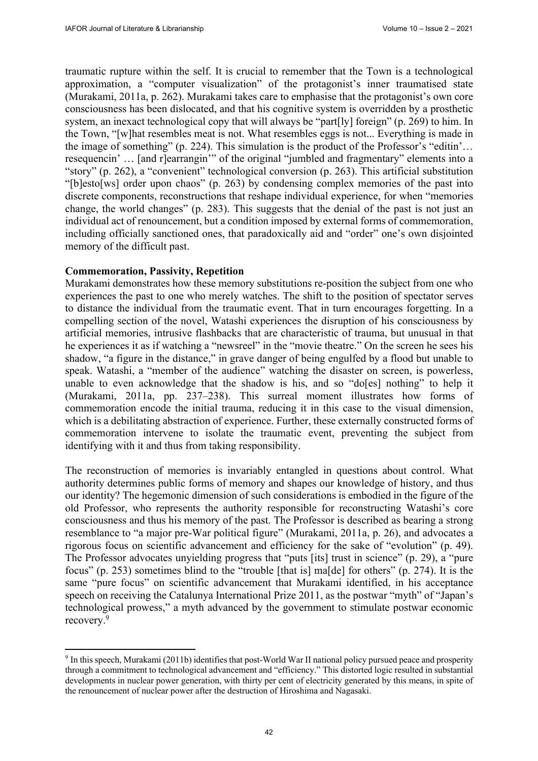traumatic rupture within the self. It is crucial to remember that the Town is a technological approximation, a "computer visualization" of the protagonist's inner traumatised state (Murakami, 2011a, p. 262). Murakami takes care to emphasise that the protagonist's own core consciousness has been dislocated, and that his cognitive system is overridden by a prosthetic system, an inexact technological copy that will always be "part[ly] foreign" (p. 269) to him. In the Town, "[w]hat resembles meat is not. What resembles eggs is not... Everything is made in the image of something" (p. 224). This simulation is the product of the Professor's "editin'… resequencin' … [and r]earrangin'" of the original "jumbled and fragmentary" elements into a "story" (p. 262), a "convenient" technological conversion (p. 263). This artificial substitution "[b]esto[ws] order upon chaos" (p. 263) by condensing complex memories of the past into discrete components, reconstructions that reshape individual experience, for when "memories change, the world changes" (p. 283). This suggests that the denial of the past is not just an individual act of renouncement, but a condition imposed by external forms of commemoration, including officially sanctioned ones, that paradoxically aid and "order" one's own disjointed memory of the difficult past.

**Commemoration, Passivity, Repetition**

Murakami demonstrates how these memory substitutions re-position the subject from one who experiences the past to one who merely watches. The shift to the position of spectator serves to distance the individual from the traumatic event. That in turn encourages forgetting. In a compelling section of the novel, Watashi experiences the disruption of his consciousness by artificial memories, intrusive flashbacks that are characteristic of trauma, but unusual in that he experiences it as if watching a "newsreel" in the "movie theatre." On the screen he sees his shadow, "a figure in the distance," in grave danger of being engulfed by a flood but unable to speak. Watashi, a "member of the audience" watching the disaster on screen, is powerless, unable to even acknowledge that the shadow is his, and so "do[es] nothing" to help it (Murakami, 2011a, pp. 237–238). This surreal moment illustrates how forms of commemoration encode the initial trauma, reducing it in this case to the visual dimension, which is a debilitating abstraction of experience. Further, these externally constructed forms of commemoration intervene to isolate the traumatic event, preventing the subject from identifying with it and thus from taking responsibility.

The reconstruction of memories is invariably entangled in questions about control. What authority determines public forms of memory and shapes our knowledge of history, and thus our identity? The hegemonic dimension of such considerations is embodied in the figure of the old Professor, who represents the authority responsible for reconstructing Watashi's core consciousness and thus his memory of the past. The Professor is described as bearing a strong resemblance to "a major pre-War political figure" (Murakami, 2011a, p. 26), and advocates a rigorous focus on scientific advancement and efficiency for the sake of "evolution" (p. 49). The Professor advocates unyielding progress that "puts [its] trust in science" (p. 29), a "pure focus" (p. 253) sometimes blind to the "trouble [that is] ma[de] for others" (p. 274). It is the same "pure focus" on scientific advancement that Murakami identified, in his acceptance speech on receiving the Catalunya International Prize 2011, as the postwar "myth" of "Japan's technological prowess," a myth advanced by the government to stimulate postwar economic recovery.[9]

[9] In this speech, Murakami (2011b) identifies that post-World War II national policy pursued peace and prosperity through a commitment to technological advancement and "efficiency." This distorted logic resulted in substantial developments in nuclear power generation, with thirty per cent of electricity generated by this means, in spite of the renouncement of nuclear power after the destruction of Hiroshima and Nagasaki.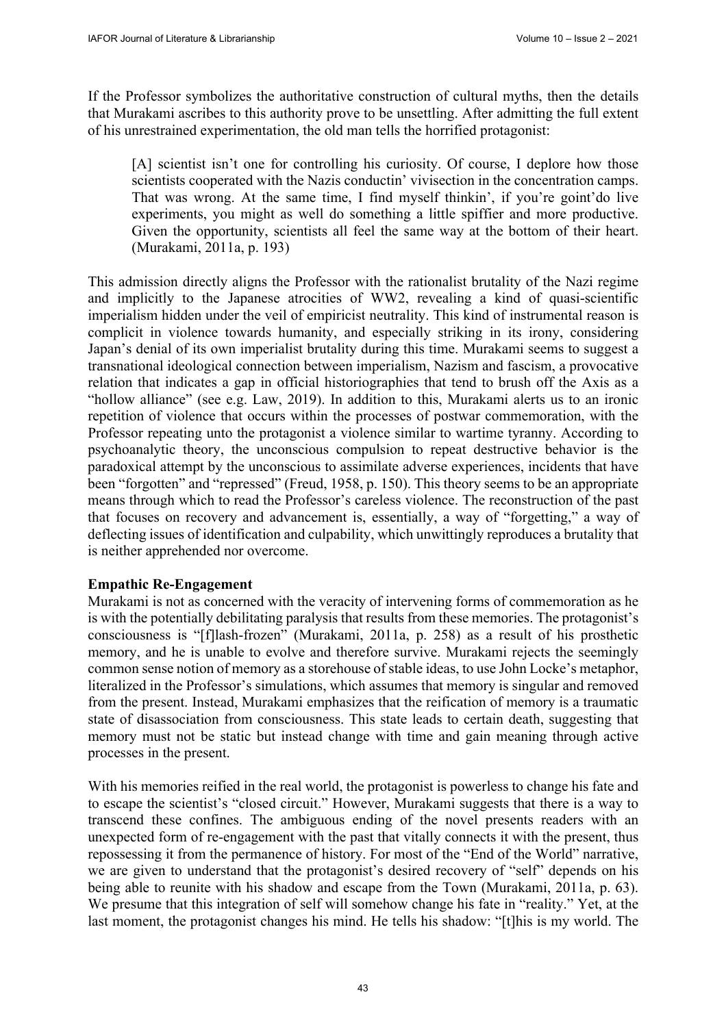If the Professor symbolizes the authoritative construction of cultural myths, then the details that Murakami ascribes to this authority prove to be unsettling. After admitting the full extent of his unrestrained experimentation, the old man tells the horrified protagonist:

> [A] scientist isn't one for controlling his curiosity. Of course, I deplore how those scientists cooperated with the Nazis conductin' vivisection in the concentration camps. That was wrong. At the same time, I find myself thinkin', if you're goint'do live experiments, you might as well do something a little spiffier and more productive. Given the opportunity, scientists all feel the same way at the bottom of their heart. (Murakami, 2011a, p. 193)

This admission directly aligns the Professor with the rationalist brutality of the Nazi regime and implicitly to the Japanese atrocities of WW2, revealing a kind of quasi-scientific imperialism hidden under the veil of empiricist neutrality. This kind of instrumental reason is complicit in violence towards humanity, and especially striking in its irony, considering Japan's denial of its own imperialist brutality during this time. Murakami seems to suggest a transnational ideological connection between imperialism, Nazism and fascism, a provocative relation that indicates a gap in official historiographies that tend to brush off the Axis as a "hollow alliance" (see e.g. Law, 2019). In addition to this, Murakami alerts us to an ironic repetition of violence that occurs within the processes of postwar commemoration, with the Professor repeating unto the protagonist a violence similar to wartime tyranny. According to psychoanalytic theory, the unconscious compulsion to repeat destructive behavior is the paradoxical attempt by the unconscious to assimilate adverse experiences, incidents that have been "forgotten" and "repressed" (Freud, 1958, p. 150). This theory seems to be an appropriate means through which to read the Professor's careless violence. The reconstruction of the past that focuses on recovery and advancement is, essentially, a way of "forgetting," a way of deflecting issues of identification and culpability, which unwittingly reproduces a brutality that is neither apprehended nor overcome.

**Empathic Re-Engagement**

Murakami is not as concerned with the veracity of intervening forms of commemoration as he is with the potentially debilitating paralysis that results from these memories. The protagonist's consciousness is "[f]lash-frozen" (Murakami, 2011a, p. 258) as a result of his prosthetic memory, and he is unable to evolve and therefore survive. Murakami rejects the seemingly common sense notion of memory as a storehouse of stable ideas, to use John Locke's metaphor, literalized in the Professor's simulations, which assumes that memory is singular and removed from the present. Instead, Murakami emphasizes that the reification of memory is a traumatic state of disassociation from consciousness. This state leads to certain death, suggesting that memory must not be static but instead change with time and gain meaning through active processes in the present.

With his memories reified in the real world, the protagonist is powerless to change his fate and to escape the scientist's "closed circuit." However, Murakami suggests that there is a way to transcend these confines. The ambiguous ending of the novel presents readers with an unexpected form of re-engagement with the past that vitally connects it with the present, thus repossessing it from the permanence of history. For most of the "End of the World" narrative, we are given to understand that the protagonist's desired recovery of "self" depends on his being able to reunite with his shadow and escape from the Town (Murakami, 2011a, p. 63). We presume that this integration of self will somehow change his fate in "reality." Yet, at the last moment, the protagonist changes his mind. He tells his shadow: "[t]his is my world. The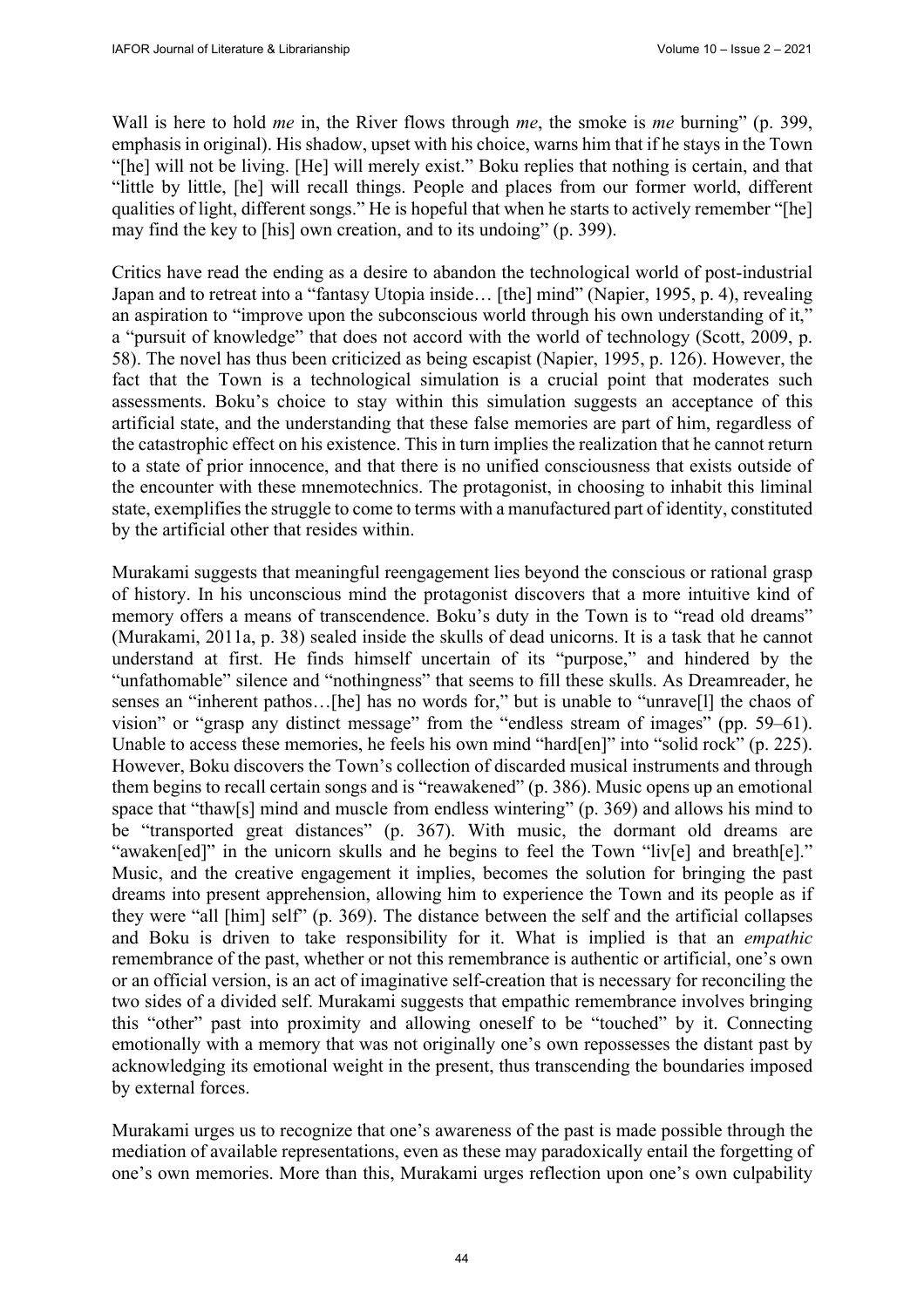Wall is here to hold *me* in, the River flows through *me*, the smoke is *me* burning" (p. 399, emphasis in original). His shadow, upset with his choice, warns him that if he stays in the Town "[he] will not be living. [He] will merely exist." Boku replies that nothing is certain, and that "little by little, [he] will recall things. People and places from our former world, different qualities of light, different songs." He is hopeful that when he starts to actively remember "[he] may find the key to [his] own creation, and to its undoing" (p. 399).

Critics have read the ending as a desire to abandon the technological world of post-industrial Japan and to retreat into a "fantasy Utopia inside… [the] mind" (Napier, 1995, p. 4), revealing an aspiration to "improve upon the subconscious world through his own understanding of it," a "pursuit of knowledge" that does not accord with the world of technology (Scott, 2009, p. 58). The novel has thus been criticized as being escapist (Napier, 1995, p. 126). However, the fact that the Town is a technological simulation is a crucial point that moderates such assessments. Boku's choice to stay within this simulation suggests an acceptance of this artificial state, and the understanding that these false memories are part of him, regardless of the catastrophic effect on his existence. This in turn implies the realization that he cannot return to a state of prior innocence, and that there is no unified consciousness that exists outside of the encounter with these mnemotechnics. The protagonist, in choosing to inhabit this liminal state, exemplifies the struggle to come to terms with a manufactured part of identity, constituted by the artificial other that resides within.

Murakami suggests that meaningful reengagement lies beyond the conscious or rational grasp of history. In his unconscious mind the protagonist discovers that a more intuitive kind of memory offers a means of transcendence. Boku's duty in the Town is to "read old dreams" (Murakami, 2011a, p. 38) sealed inside the skulls of dead unicorns. It is a task that he cannot understand at first. He finds himself uncertain of its "purpose," and hindered by the "unfathomable" silence and "nothingness" that seems to fill these skulls. As Dreamreader, he senses an "inherent pathos…[he] has no words for," but is unable to "unrave[l] the chaos of vision" or "grasp any distinct message" from the "endless stream of images" (pp. 59–61). Unable to access these memories, he feels his own mind "hard[en]" into "solid rock" (p. 225). However, Boku discovers the Town's collection of discarded musical instruments and through them begins to recall certain songs and is "reawakened" (p. 386). Music opens up an emotional space that "thaw[s] mind and muscle from endless wintering" (p. 369) and allows his mind to be "transported great distances" (p. 367). With music, the dormant old dreams are "awaken[ed]" in the unicorn skulls and he begins to feel the Town "liv[e] and breath[e]." Music, and the creative engagement it implies, becomes the solution for bringing the past dreams into present apprehension, allowing him to experience the Town and its people as if they were "all [him] self" (p. 369). The distance between the self and the artificial collapses and Boku is driven to take responsibility for it. What is implied is that an *empathic* remembrance of the past, whether or not this remembrance is authentic or artificial, one's own or an official version, is an act of imaginative self-creation that is necessary for reconciling the two sides of a divided self. Murakami suggests that empathic remembrance involves bringing this "other" past into proximity and allowing oneself to be "touched" by it. Connecting emotionally with a memory that was not originally one's own repossesses the distant past by acknowledging its emotional weight in the present, thus transcending the boundaries imposed by external forces.

Murakami urges us to recognize that one's awareness of the past is made possible through the mediation of available representations, even as these may paradoxically entail the forgetting of one's own memories. More than this, Murakami urges reflection upon one's own culpability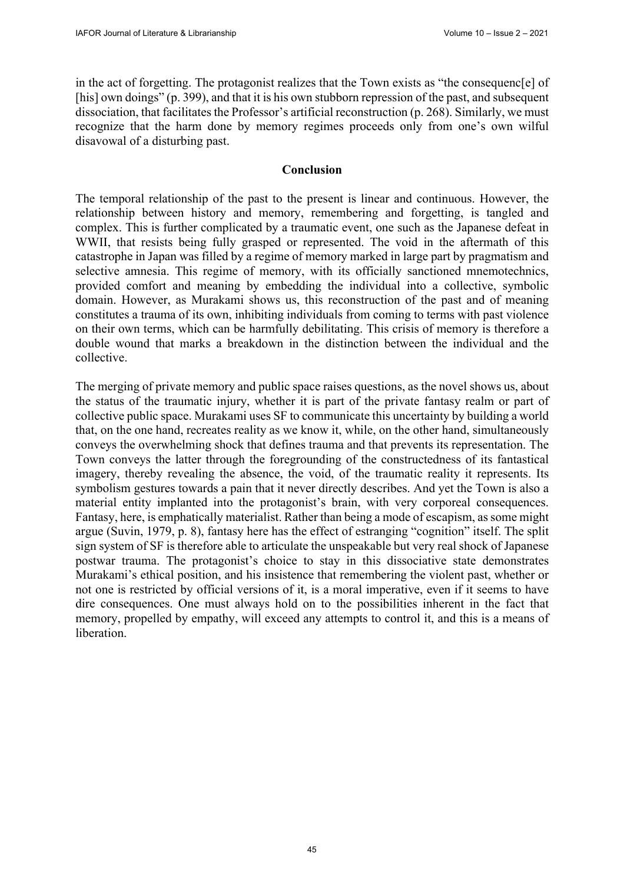in the act of forgetting. The protagonist realizes that the Town exists as "the consequenc[e] of [his] own doings" (p. 399), and that it is his own stubborn repression of the past, and subsequent dissociation, that facilitates the Professor's artificial reconstruction (p. 268). Similarly, we must recognize that the harm done by memory regimes proceeds only from one's own wilful disavowal of a disturbing past.

## Conclusion

The temporal relationship of the past to the present is linear and continuous. However, the relationship between history and memory, remembering and forgetting, is tangled and complex. This is further complicated by a traumatic event, one such as the Japanese defeat in WWII, that resists being fully grasped or represented. The void in the aftermath of this catastrophe in Japan was filled by a regime of memory marked in large part by pragmatism and selective amnesia. This regime of memory, with its officially sanctioned mnemotechnics, provided comfort and meaning by embedding the individual into a collective, symbolic domain. However, as Murakami shows us, this reconstruction of the past and of meaning constitutes a trauma of its own, inhibiting individuals from coming to terms with past violence on their own terms, which can be harmfully debilitating. This crisis of memory is therefore a double wound that marks a breakdown in the distinction between the individual and the collective.

The merging of private memory and public space raises questions, as the novel shows us, about the status of the traumatic injury, whether it is part of the private fantasy realm or part of collective public space. Murakami uses SF to communicate this uncertainty by building a world that, on the one hand, recreates reality as we know it, while, on the other hand, simultaneously conveys the overwhelming shock that defines trauma and that prevents its representation. The Town conveys the latter through the foregrounding of the constructedness of its fantastical imagery, thereby revealing the absence, the void, of the traumatic reality it represents. Its symbolism gestures towards a pain that it never directly describes. And yet the Town is also a material entity implanted into the protagonist's brain, with very corporeal consequences. Fantasy, here, is emphatically materialist. Rather than being a mode of escapism, as some might argue (Suvin, 1979, p. 8), fantasy here has the effect of estranging "cognition" itself. The split sign system of SF is therefore able to articulate the unspeakable but very real shock of Japanese postwar trauma. The protagonist's choice to stay in this dissociative state demonstrates Murakami's ethical position, and his insistence that remembering the violent past, whether or not one is restricted by official versions of it, is a moral imperative, even if it seems to have dire consequences. One must always hold on to the possibilities inherent in the fact that memory, propelled by empathy, will exceed any attempts to control it, and this is a means of liberation.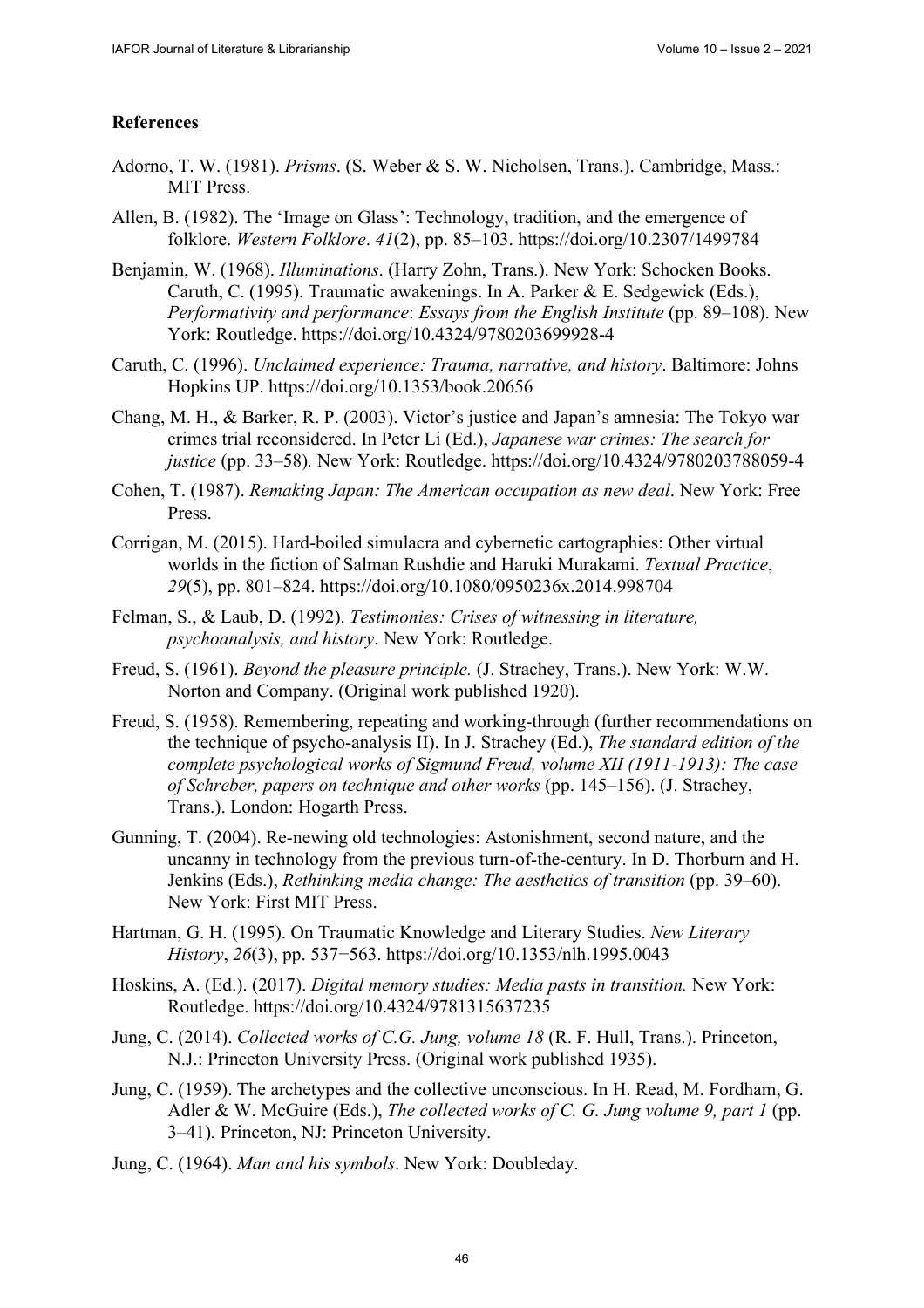**References**

Adorno, T. W. (1981). *Prisms*. (S. Weber & S. W. Nicholsen, Trans.). Cambridge, Mass.: MIT Press.

Allen, B. (1982). The 'Image on Glass': Technology, tradition, and the emergence of folklore. *Western Folklore*. *41*(2), pp. 85–103. https://doi.org/10.2307/1499784

Benjamin, W. (1968). *Illuminations*. (Harry Zohn, Trans.). New York: Schocken Books.

Caruth, C. (1995). Traumatic awakenings. In A. Parker & E. Sedgewick (Eds.), *Performativity and performance*: *Essays from the English Institute* (pp. 89–108). New York: Routledge. https://doi.org/10.4324/9780203699928-4

Caruth, C. (1996). *Unclaimed experience: Trauma, narrative, and history*. Baltimore: Johns Hopkins UP. https://doi.org/10.1353/book.20656

Chang, M. H., & Barker, R. P. (2003). Victor's justice and Japan's amnesia: The Tokyo war crimes trial reconsidered. In Peter Li (Ed.), *Japanese war crimes: The search for justice* (pp. 33–58)*.* New York: Routledge. https://doi.org/10.4324/9780203788059-4

Cohen, T. (1987). *Remaking Japan: The American occupation as new deal*. New York: Free Press.

Corrigan, M. (2015). Hard-boiled simulacra and cybernetic cartographies: Other virtual worlds in the fiction of Salman Rushdie and Haruki Murakami. *Textual Practice*, *29*(5), pp. 801–824. https://doi.org/10.1080/0950236x.2014.998704

Felman, S., & Laub, D. (1992). *Testimonies: Crises of witnessing in literature, psychoanalysis, and history*. New York: Routledge.

Freud, S. (1961). *Beyond the pleasure principle.* (J. Strachey, Trans.). New York: W.W. Norton and Company. (Original work published 1920).

Freud, S. (1958). Remembering, repeating and working-through (further recommendations on the technique of psycho-analysis II). In J. Strachey (Ed.), *The standard edition of the complete psychological works of Sigmund Freud, volume XII (1911-1913): The case of Schreber, papers on technique and other works* (pp. 145–156). (J. Strachey, Trans.). London: Hogarth Press.

Gunning, T. (2004). Re-newing old technologies: Astonishment, second nature, and the uncanny in technology from the previous turn-of-the-century. In D. Thorburn and H. Jenkins (Eds.), *Rethinking media change: The aesthetics of transition* (pp. 39–60). New York: First MIT Press.

Hartman, G. H. (1995). On Traumatic Knowledge and Literary Studies. *New Literary History*, *26*(3), pp. 537−563. https://doi.org/10.1353/nlh.1995.0043

Hoskins, A. (Ed.). (2017). *Digital memory studies: Media pasts in transition.* New York: Routledge. https://doi.org/10.4324/9781315637235

Jung, C. (2014). *Collected works of C.G. Jung, volume 18* (R. F. Hull, Trans.). Princeton, N.J.: Princeton University Press. (Original work published 1935).

Jung, C. (1959). The archetypes and the collective unconscious. In H. Read, M. Fordham, G. Adler & W. McGuire (Eds.), *The collected works of C. G. Jung volume 9, part 1* (pp. 3–41)*.* Princeton, NJ: Princeton University.

Jung, C. (1964). *Man and his symbols*. New York: Doubleday.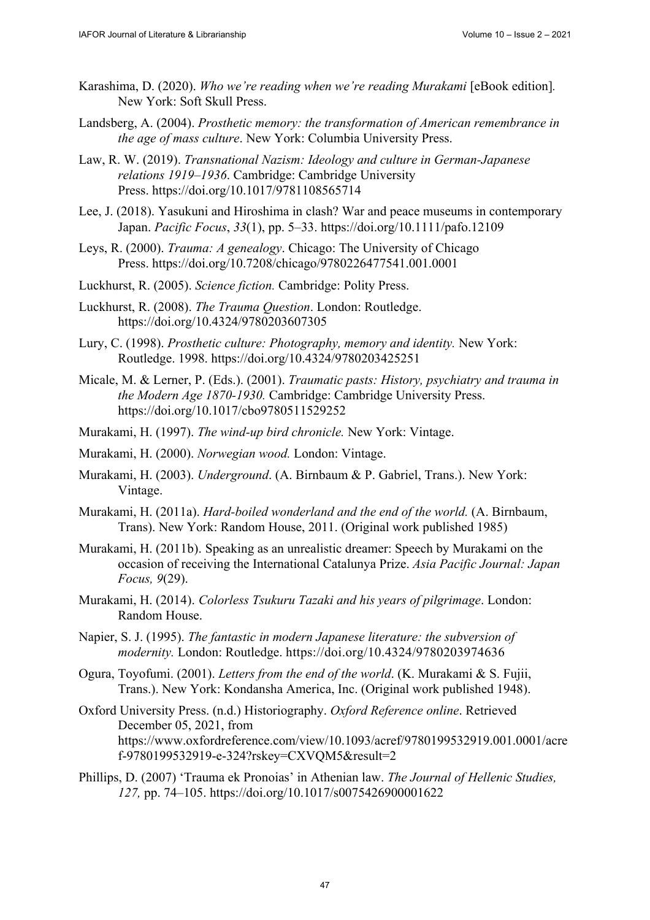Karashima, D. (2020). *Who we're reading when we're reading Murakami* [eBook edition]. New York: Soft Skull Press.

Landsberg, A. (2004). *Prosthetic memory: the transformation of American remembrance in the age of mass culture*. New York: Columbia University Press.

Law, R. W. (2019). *Transnational Nazism: Ideology and culture in German-Japanese relations 1919–1936*. Cambridge: Cambridge University Press. https://doi.org/10.1017/9781108565714

Lee, J. (2018). Yasukuni and Hiroshima in clash? War and peace museums in contemporary Japan. *Pacific Focus*, *33*(1), pp. 5–33. https://doi.org/10.1111/pafo.12109

Leys, R. (2000). *Trauma: A genealogy*. Chicago: The University of Chicago Press. https://doi.org/10.7208/chicago/9780226477541.001.0001

Luckhurst, R. (2005). *Science fiction.* Cambridge: Polity Press.

Luckhurst, R. (2008). *The Trauma Question*. London: Routledge. https://doi.org/10.4324/9780203607305

Lury, C. (1998). *Prosthetic culture: Photography, memory and identity.* New York: Routledge. 1998. https://doi.org/10.4324/9780203425251

Micale, M. & Lerner, P. (Eds.). (2001). *Traumatic pasts: History, psychiatry and trauma in the Modern Age 1870-1930.* Cambridge: Cambridge University Press. https://doi.org/10.1017/cbo9780511529252

Murakami, H. (1997). *The wind-up bird chronicle.* New York: Vintage.

Murakami, H. (2000). *Norwegian wood.* London: Vintage.

Murakami, H. (2003). *Underground*. (A. Birnbaum & P. Gabriel, Trans.). New York: Vintage.

Murakami, H. (2011a). *Hard-boiled wonderland and the end of the world.* (A. Birnbaum, Trans). New York: Random House, 2011. (Original work published 1985)

Murakami, H. (2011b). Speaking as an unrealistic dreamer: Speech by Murakami on the occasion of receiving the International Catalunya Prize. *Asia Pacific Journal: Japan Focus, 9*(29).

Murakami, H. (2014). *Colorless Tsukuru Tazaki and his years of pilgrimage*. London: Random House.

Napier, S. J. (1995). *The fantastic in modern Japanese literature: the subversion of modernity.* London: Routledge. https://doi.org/10.4324/9780203974636

Ogura, Toyofumi. (2001). *Letters from the end of the world*. (K. Murakami & S. Fujii, Trans.). New York: Kondansha America, Inc. (Original work published 1948).

Oxford University Press. (n.d.) Historiography. *Oxford Reference online*. Retrieved December 05, 2021, from https://www.oxfordreference.com/view/10.1093/acref/9780199532919.001.0001/acref-9780199532919-e-324?rskey=CXVQM5&result=2

Phillips, D. (2007) 'Trauma ek Pronoias' in Athenian law. *The Journal of Hellenic Studies, 127,* pp. 74–105. https://doi.org/10.1017/s0075426900001622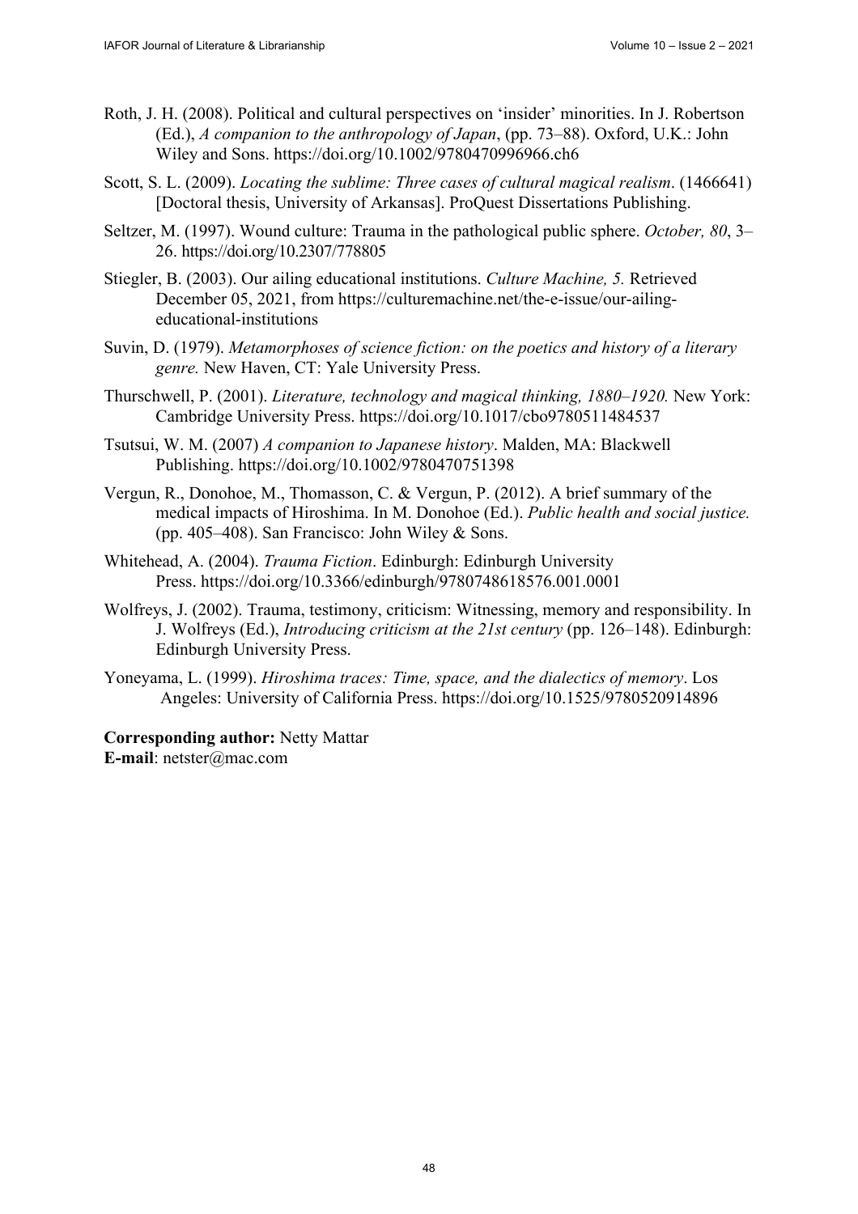Roth, J. H. (2008). Political and cultural perspectives on 'insider' minorities. In J. Robertson (Ed.), *A companion to the anthropology of Japan*, (pp. 73–88). Oxford, U.K.: John Wiley and Sons. https://doi.org/10.1002/9780470996966.ch6

Scott, S. L. (2009). *Locating the sublime: Three cases of cultural magical realism*. (1466641) [Doctoral thesis, University of Arkansas]. ProQuest Dissertations Publishing.

Seltzer, M. (1997). Wound culture: Trauma in the pathological public sphere. *October, 80*, 3–26. https://doi.org/10.2307/778805

Stiegler, B. (2003). Our ailing educational institutions. *Culture Machine, 5.* Retrieved December 05, 2021, from https://culturemachine.net/the-e-issue/our-ailing-educational-institutions

Suvin, D. (1979). *Metamorphoses of science fiction: on the poetics and history of a literary genre.* New Haven, CT: Yale University Press.

Thurschwell, P. (2001). *Literature, technology and magical thinking, 1880–1920.* New York: Cambridge University Press. https://doi.org/10.1017/cbo9780511484537

Tsutsui, W. M. (2007) *A companion to Japanese history*. Malden, MA: Blackwell Publishing. https://doi.org/10.1002/9780470751398

Vergun, R., Donohoe, M., Thomasson, C. & Vergun, P. (2012). A brief summary of the medical impacts of Hiroshima. In M. Donohoe (Ed.). *Public health and social justice.* (pp. 405–408). San Francisco: John Wiley & Sons.

Whitehead, A. (2004). *Trauma Fiction*. Edinburgh: Edinburgh University Press. https://doi.org/10.3366/edinburgh/9780748618576.001.0001

Wolfreys, J. (2002). Trauma, testimony, criticism: Witnessing, memory and responsibility. In J. Wolfreys (Ed.), *Introducing criticism at the 21st century* (pp. 126–148). Edinburgh: Edinburgh University Press.

Yoneyama, L. (1999). *Hiroshima traces: Time, space, and the dialectics of memory*. Los Angeles: University of California Press. https://doi.org/10.1525/9780520914896

**Corresponding author:** Netty Mattar
**E-mail**: netster@mac.com